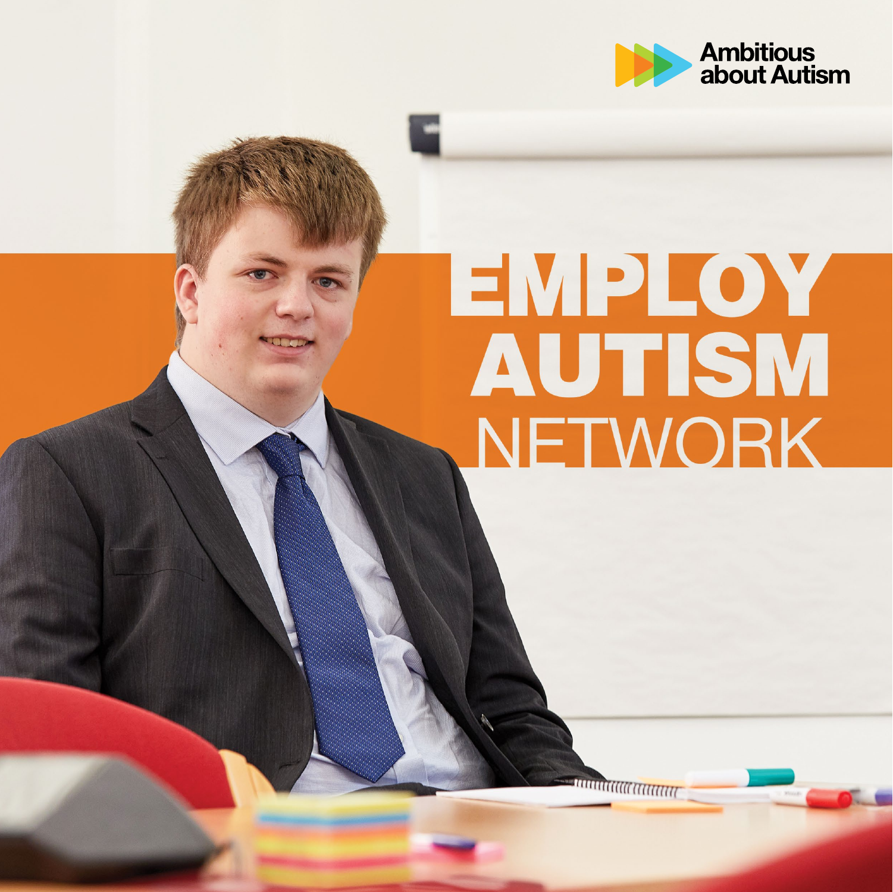Ambitious about Autism

# EMPLOY AUTISM NETWORK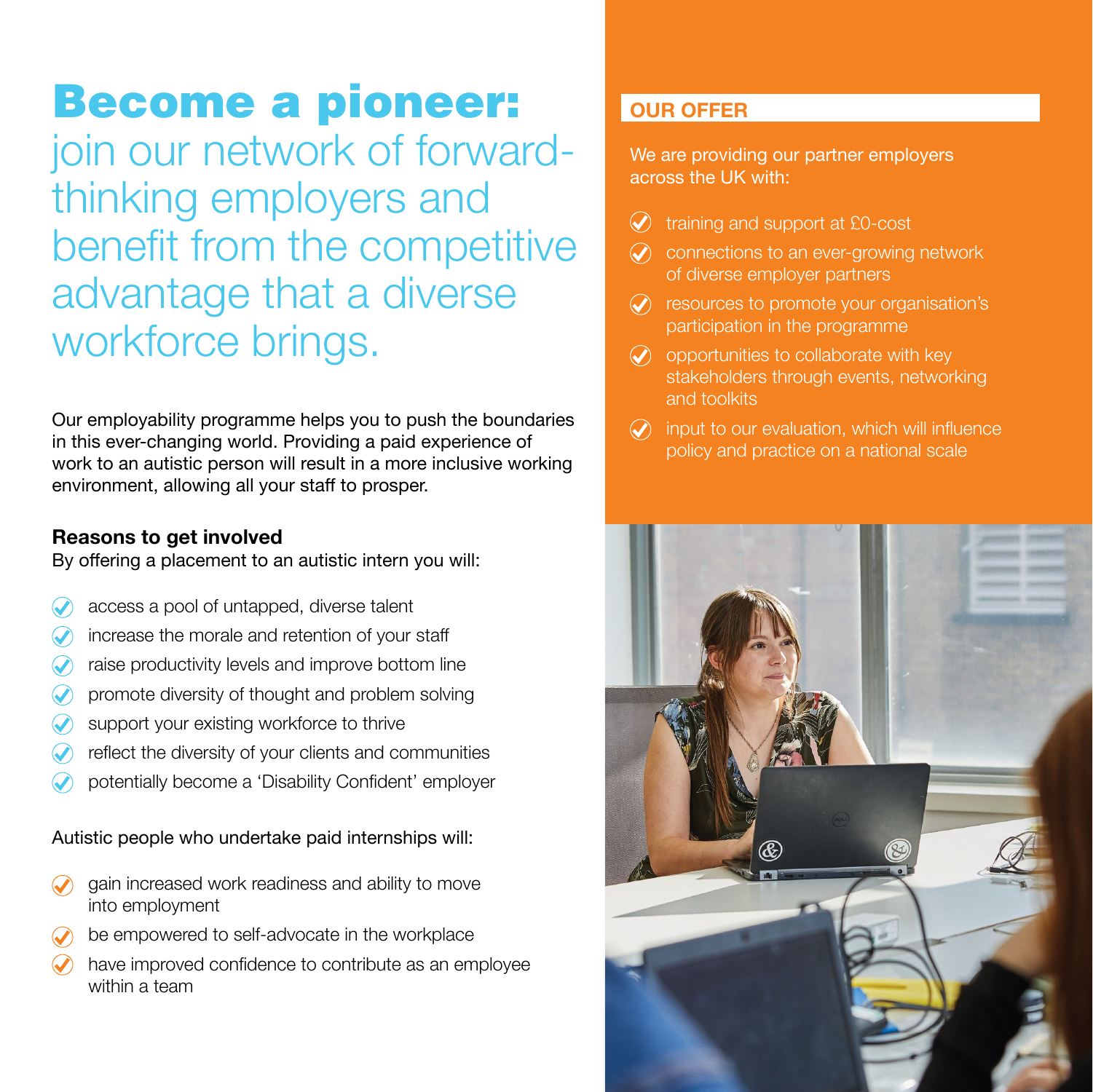# Become a pioneer:

## join our network of forward-thinking employers and benefit from the competitive advantage that a diverse workforce brings.

Our employability programme helps you to push the boundaries in this ever-changing world. Providing a paid experience of work to an autistic person will result in a more inclusive working environment, allowing all your staff to prosper.

**Reasons to get involved**

By offering a placement to an autistic intern you will:

- access a pool of untapped, diverse talent
- increase the morale and retention of your staff
- raise productivity levels and improve bottom line
- promote diversity of thought and problem solving
- support your existing workforce to thrive
- reflect the diversity of your clients and communities
- potentially become a 'Disability Confident' employer

Autistic people who undertake paid internships will:

- gain increased work readiness and ability to move into employment
- be empowered to self-advocate in the workplace
- have improved confidence to contribute as an employee within a team

## OUR OFFER

We are providing our partner employers across the UK with:

- training and support at £0-cost
- connections to an ever-growing network of diverse employer partners
- resources to promote your organisation's participation in the programme
- opportunities to collaborate with key stakeholders through events, networking and toolkits
- input to our evaluation, which will influence policy and practice on a national scale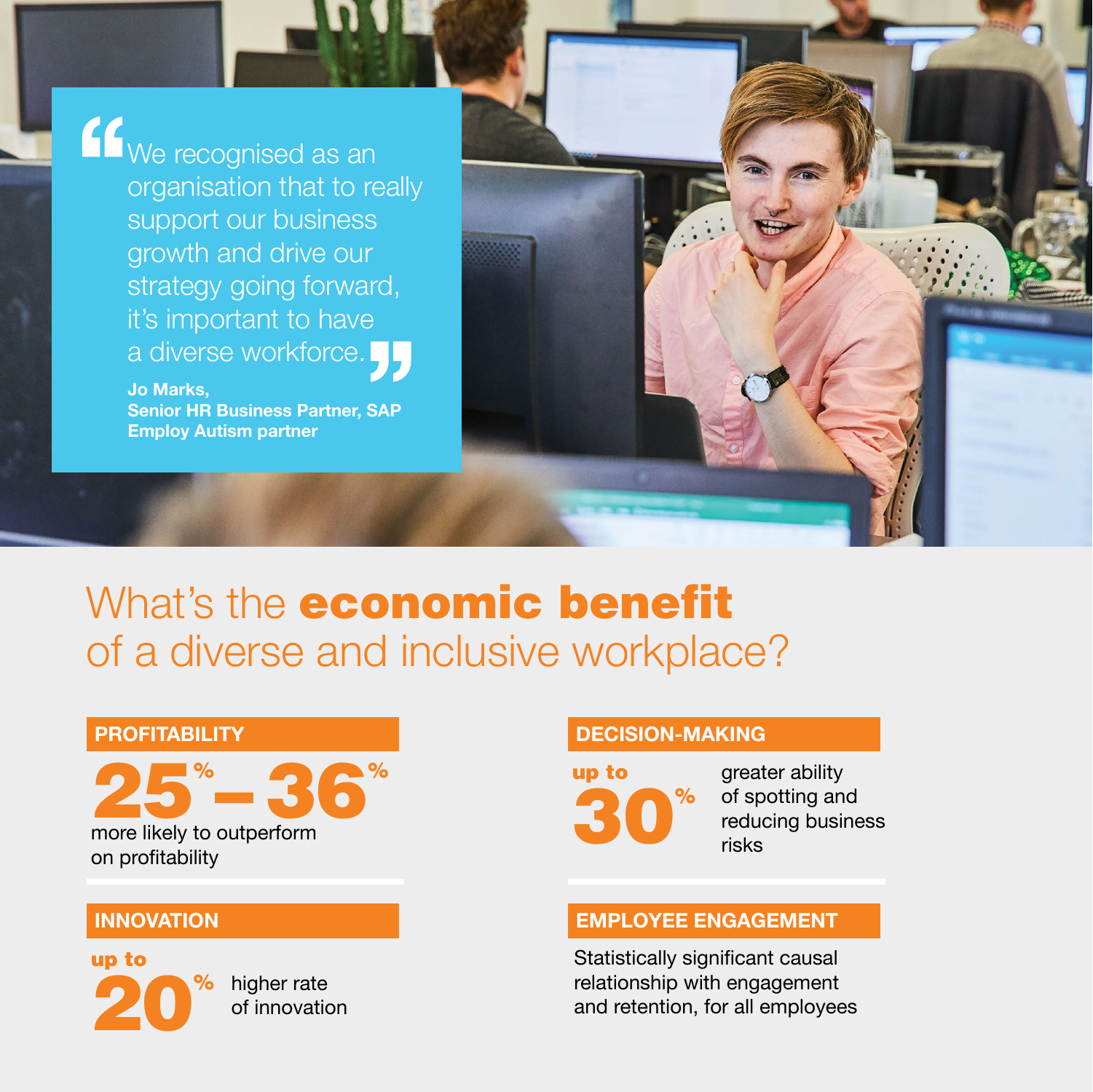> We recognised as an organisation that to really support our business growth and drive our strategy going forward, it's important to have a diverse workforce.
>
> **Jo Marks,**
> **Senior HR Business Partner, SAP**
> **Employ Autism partner**

# What's the **economic benefit** of a diverse and inclusive workplace?

### PROFITABILITY

**25% – 36%**

more likely to outperform on profitability

### DECISION-MAKING

**up to 30%**

greater ability of spotting and reducing business risks

### INNOVATION

**up to 20%**

higher rate of innovation

### EMPLOYEE ENGAGEMENT

Statistically significant causal relationship with engagement and retention, for all employees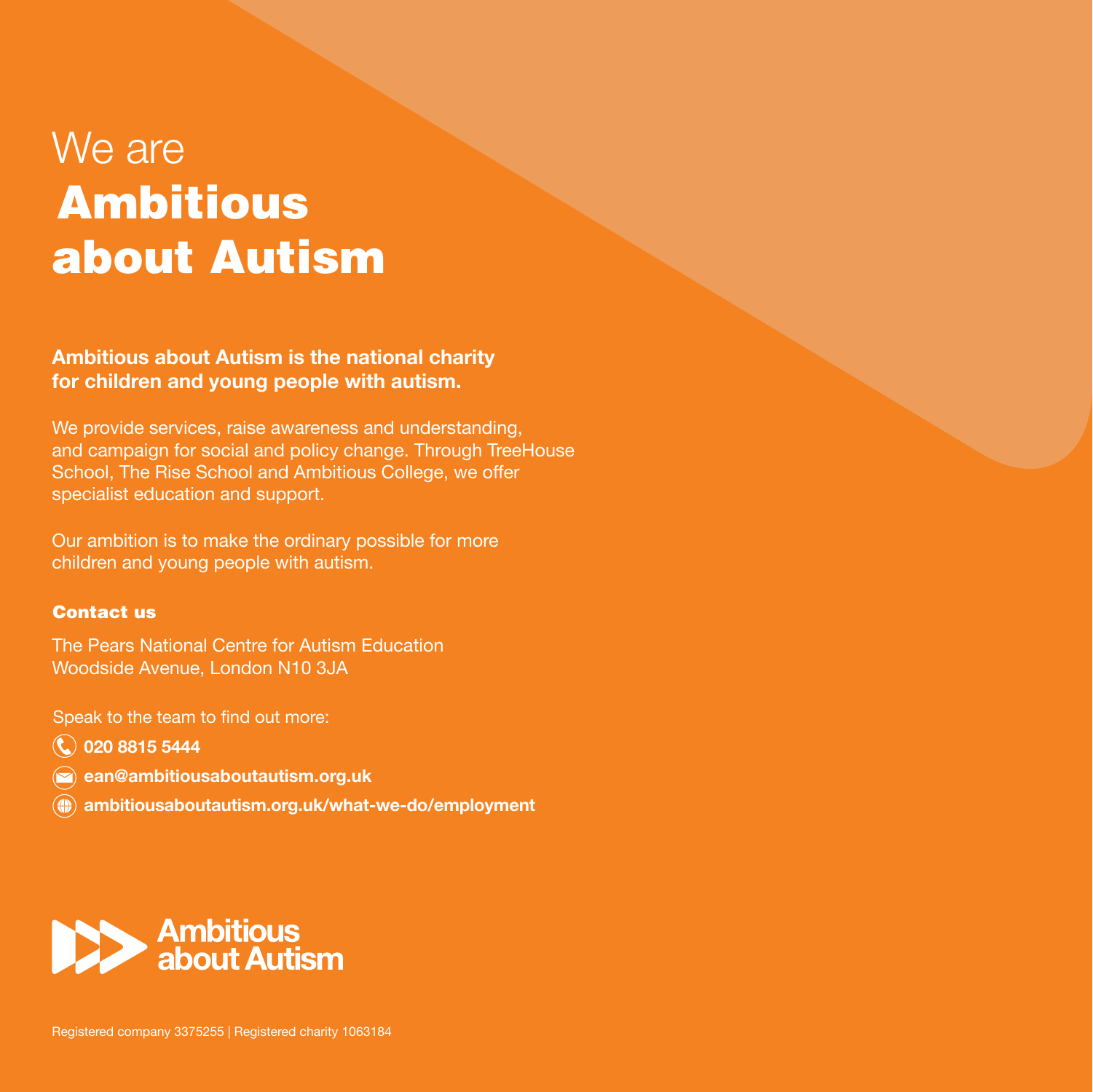# We are Ambitious about Autism

**Ambitious about Autism is the national charity for children and young people with autism.**

We provide services, raise awareness and understanding, and campaign for social and policy change. Through TreeHouse School, The Rise School and Ambitious College, we offer specialist education and support.

Our ambition is to make the ordinary possible for more children and young people with autism.

## Contact us

The Pears National Centre for Autism Education
Woodside Avenue, London N10 3JA

Speak to the team to find out more:

- **020 8815 5444**
- **ean@ambitiousaboutautism.org.uk**
- **ambitiousaboutautism.org.uk/what-we-do/employment**

Ambitious about Autism

Registered company 3375255 | Registered charity 1063184